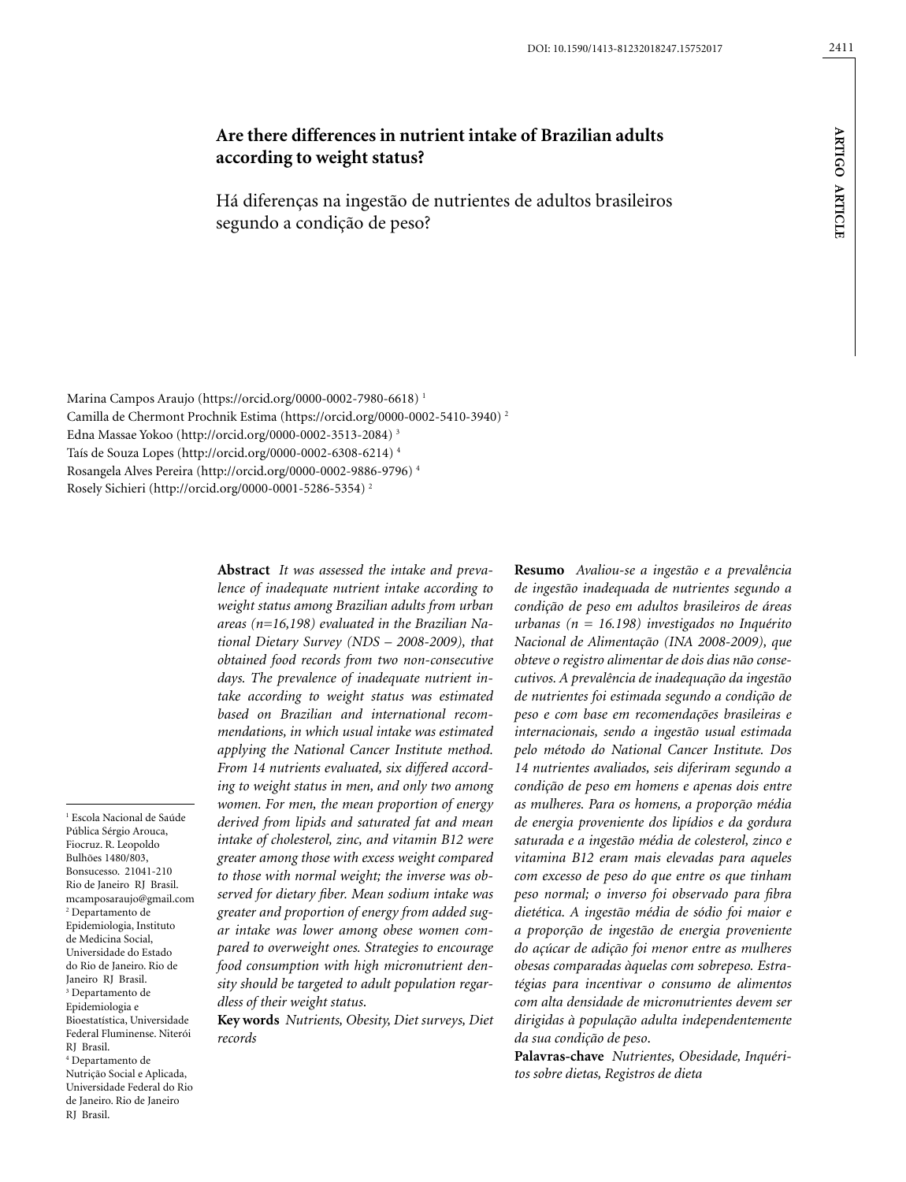DOI: 10.1590/1413-81232018247.15752017

ARTIGO ARTICLE

# Are there differences in nutrient intake of Brazilian adults according to weight status?

## Há diferenças na ingestão de nutrientes de adultos brasileiros segundo a condição de peso?

Marina Campos Araujo (https://orcid.org/0000-0002-7980-6618) [1]
Camilla de Chermont Prochnik Estima (https://orcid.org/0000-0002-5410-3940) [2]
Edna Massae Yokoo (http://orcid.org/0000-0002-3513-2084) [3]
Taís de Souza Lopes (http://orcid.org/0000-0002-6308-6214) [4]
Rosangela Alves Pereira (http://orcid.org/0000-0002-9886-9796) [4]
Rosely Sichieri (http://orcid.org/0000-0001-5286-5354) [2]

**Abstract** *It was assessed the intake and prevalence of inadequate nutrient intake according to weight status among Brazilian adults from urban areas (n=16,198) evaluated in the Brazilian National Dietary Survey (NDS – 2008-2009), that obtained food records from two non-consecutive days. The prevalence of inadequate nutrient intake according to weight status was estimated based on Brazilian and international recommendations, in which usual intake was estimated applying the National Cancer Institute method. From 14 nutrients evaluated, six differed according to weight status in men, and only two among women. For men, the mean proportion of energy derived from lipids and saturated fat and mean intake of cholesterol, zinc, and vitamin B12 were greater among those with excess weight compared to those with normal weight; the inverse was observed for dietary fiber. Mean sodium intake was greater and proportion of energy from added sugar intake was lower among obese women compared to overweight ones. Strategies to encourage food consumption with high micronutrient density should be targeted to adult population regardless of their weight status.*

**Key words** *Nutrients, Obesity, Diet surveys, Diet records*

**Resumo** *Avaliou-se a ingestão e a prevalência de ingestão inadequada de nutrientes segundo a condição de peso em adultos brasileiros de áreas urbanas (n = 16.198) investigados no Inquérito Nacional de Alimentação (INA 2008-2009), que obteve o registro alimentar de dois dias não consecutivos. A prevalência de inadequação da ingestão de nutrientes foi estimada segundo a condição de peso e com base em recomendações brasileiras e internacionais, sendo a ingestão usual estimada pelo método do National Cancer Institute. Dos 14 nutrientes avaliados, seis diferiram segundo a condição de peso em homens e apenas dois entre as mulheres. Para os homens, a proporção média de energia proveniente dos lipídios e da gordura saturada e a ingestão média de colesterol, zinco e vitamina B12 eram mais elevadas para aqueles com excesso de peso do que entre os que tinham peso normal; o inverso foi observado para fibra dietética. A ingestão média de sódio foi maior e a proporção de ingestão de energia proveniente do açúcar de adição foi menor entre as mulheres obesas comparadas àquelas com sobrepeso. Estratégias para incentivar o consumo de alimentos com alta densidade de micronutrientes devem ser dirigidas à população adulta independentemente da sua condição de peso.*

**Palavras-chave** *Nutrientes, Obesidade, Inquéritos sobre dietas, Registros de dieta*

---

[1] Escola Nacional de Saúde Pública Sérgio Arouca, Fiocruz. R. Leopoldo Bulhões 1480/803, Bonsucesso. 21041-210 Rio de Janeiro RJ Brasil. mcamposaraujo@gmail.com
[2] Departamento de Epidemiologia, Instituto de Medicina Social, Universidade do Estado do Rio de Janeiro. Rio de Janeiro RJ Brasil.
[3] Departamento de Epidemiologia e Bioestatística, Universidade Federal Fluminense. Niterói RJ Brasil.
[4] Departamento de Nutrição Social e Aplicada, Universidade Federal do Rio de Janeiro. Rio de Janeiro RJ Brasil.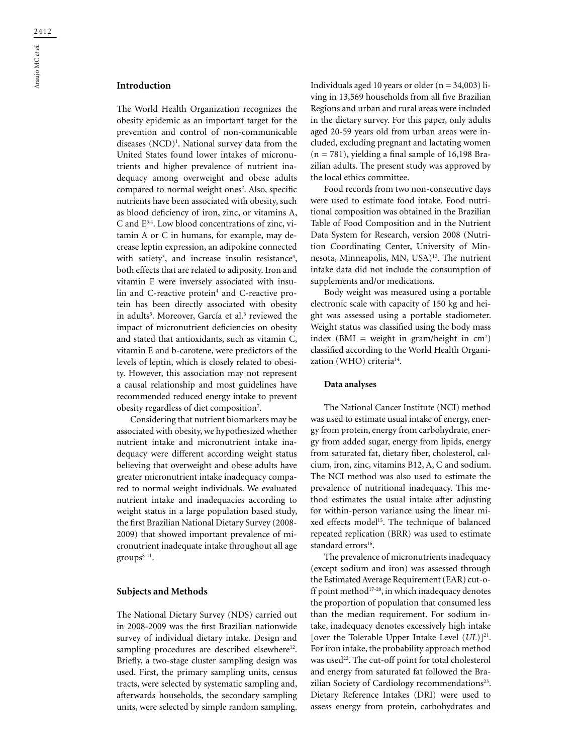## Introduction

The World Health Organization recognizes the obesity epidemic as an important target for the prevention and control of non-communicable diseases (NCD)[1]. National survey data from the United States found lower intakes of micronutrients and higher prevalence of nutrient inadequacy among overweight and obese adults compared to normal weight ones[2]. Also, specific nutrients have been associated with obesity, such as blood deficiency of iron, zinc, or vitamins A, C and E[3,4]. Low blood concentrations of zinc, vitamin A or C in humans, for example, may decrease leptin expression, an adipokine connected with satiety[3], and increase insulin resistance[4], both effects that are related to adiposity. Iron and vitamin E were inversely associated with insulin and C-reactive protein[4] and C-reactive protein has been directly associated with obesity in adults[5]. Moreover, García et al.[6] reviewed the impact of micronutrient deficiencies on obesity and stated that antioxidants, such as vitamin C, vitamin E and b-carotene, were predictors of the levels of leptin, which is closely related to obesity. However, this association may not represent a causal relationship and most guidelines have recommended reduced energy intake to prevent obesity regardless of diet composition[7].

Considering that nutrient biomarkers may be associated with obesity, we hypothesized whether nutrient intake and micronutrient intake inadequacy were different according weight status believing that overweight and obese adults have greater micronutrient intake inadequacy compared to normal weight individuals. We evaluated nutrient intake and inadequacies according to weight status in a large population based study, the first Brazilian National Dietary Survey (2008-2009) that showed important prevalence of micronutrient inadequate intake throughout all age groups[8-11].

## Subjects and Methods

The National Dietary Survey (NDS) carried out in 2008-2009 was the first Brazilian nationwide survey of individual dietary intake. Design and sampling procedures are described elsewhere[12]. Briefly, a two-stage cluster sampling design was used. First, the primary sampling units, census tracts, were selected by systematic sampling and, afterwards households, the secondary sampling units, were selected by simple random sampling. Individuals aged 10 years or older (n = 34,003) living in 13,569 households from all five Brazilian Regions and urban and rural areas were included in the dietary survey. For this paper, only adults aged 20-59 years old from urban areas were included, excluding pregnant and lactating women (n = 781), yielding a final sample of 16,198 Brazilian adults. The present study was approved by the local ethics committee.

Food records from two non-consecutive days were used to estimate food intake. Food nutritional composition was obtained in the Brazilian Table of Food Composition and in the Nutrient Data System for Research, version 2008 (Nutrition Coordinating Center, University of Minnesota, Minneapolis, MN, USA)[13]. The nutrient intake data did not include the consumption of supplements and/or medications.

Body weight was measured using a portable electronic scale with capacity of 150 kg and height was assessed using a portable stadiometer. Weight status was classified using the body mass index (BMI = weight in gram/height in $cm^2$) classified according to the World Health Organization (WHO) criteria[14].

### Data analyses

The National Cancer Institute (NCI) method was used to estimate usual intake of energy, energy from protein, energy from carbohydrate, energy from added sugar, energy from lipids, energy from saturated fat, dietary fiber, cholesterol, calcium, iron, zinc, vitamins B12, A, C and sodium. The NCI method was also used to estimate the prevalence of nutritional inadequacy. This method estimates the usual intake after adjusting for within-person variance using the linear mixed effects model[15]. The technique of balanced repeated replication (BRR) was used to estimate standard errors[16].

The prevalence of micronutrients inadequacy (except sodium and iron) was assessed through the Estimated Average Requirement (EAR) cut-off point method[17-20], in which inadequacy denotes the proportion of population that consumed less than the median requirement. For sodium intake, inadequacy denotes excessively high intake [over the Tolerable Upper Intake Level (*UL*)][21]. For iron intake, the probability approach method was used[22]. The cut-off point for total cholesterol and energy from saturated fat followed the Brazilian Society of Cardiology recommendations[23]. Dietary Reference Intakes (DRI) were used to assess energy from protein, carbohydrates and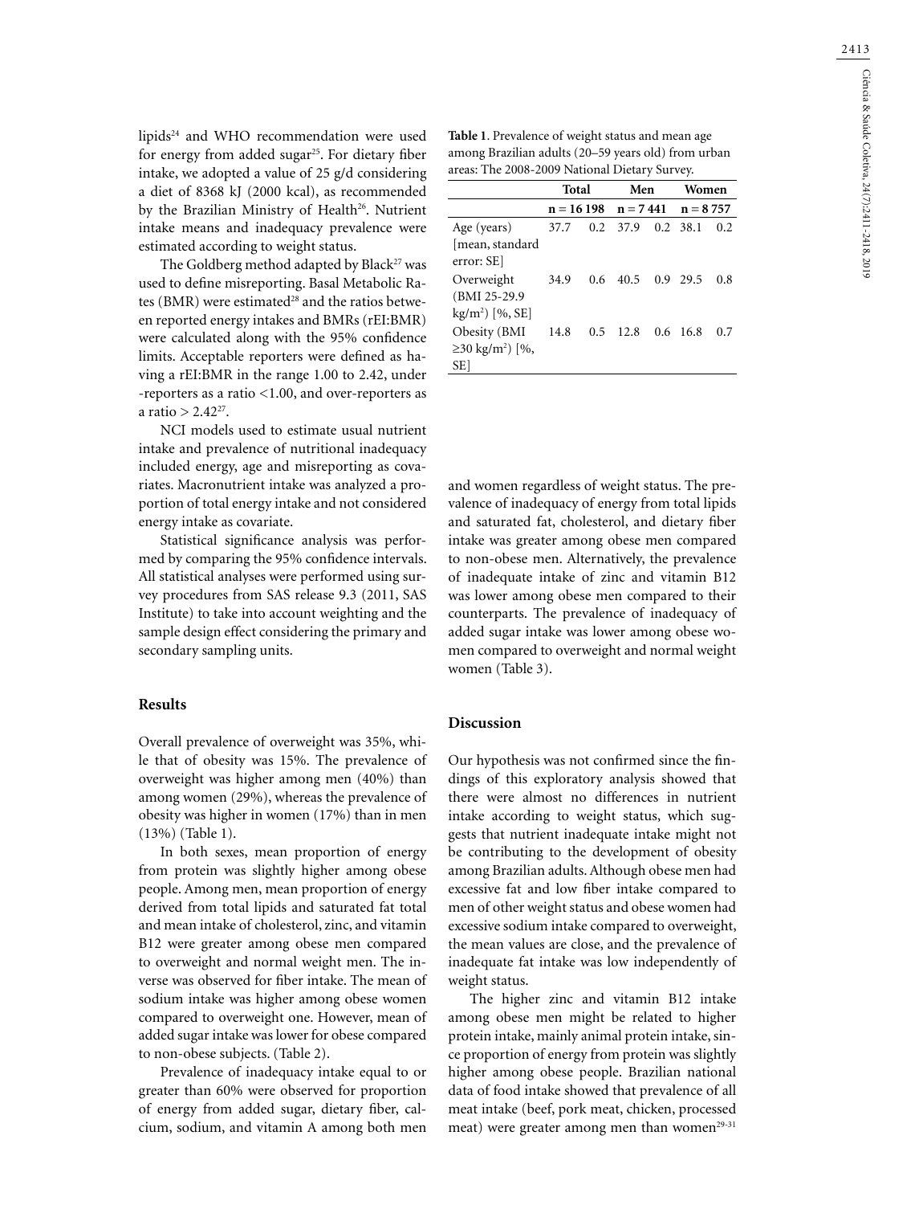lipids[24] and WHO recommendation were used for energy from added sugar[25]. For dietary fiber intake, we adopted a value of 25 g/d considering a diet of 8368 kJ (2000 kcal), as recommended by the Brazilian Ministry of Health[26]. Nutrient intake means and inadequacy prevalence were estimated according to weight status.

The Goldberg method adapted by Black[27] was used to define misreporting. Basal Metabolic Rates (BMR) were estimated[28] and the ratios between reported energy intakes and BMRs (rEI:BMR) were calculated along with the 95% confidence limits. Acceptable reporters were defined as having a rEI:BMR in the range 1.00 to 2.42, under-reporters as a ratio <1.00, and over-reporters as a ratio > 2.42[27].

NCI models used to estimate usual nutrient intake and prevalence of nutritional inadequacy included energy, age and misreporting as covariates. Macronutrient intake was analyzed a proportion of total energy intake and not considered energy intake as covariate.

Statistical significance analysis was performed by comparing the 95% confidence intervals. All statistical analyses were performed using survey procedures from SAS release 9.3 (2011, SAS Institute) to take into account weighting and the sample design effect considering the primary and secondary sampling units.

## Results

Overall prevalence of overweight was 35%, while that of obesity was 15%. The prevalence of overweight was higher among men (40%) than among women (29%), whereas the prevalence of obesity was higher in women (17%) than in men (13%) (Table 1).

In both sexes, mean proportion of energy from protein was slightly higher among obese people. Among men, mean proportion of energy derived from total lipids and saturated fat total and mean intake of cholesterol, zinc, and vitamin B12 were greater among obese men compared to overweight and normal weight men. The inverse was observed for fiber intake. The mean of sodium intake was higher among obese women compared to overweight one. However, mean of added sugar intake was lower for obese compared to non-obese subjects. (Table 2).

Prevalence of inadequacy intake equal to or greater than 60% were observed for proportion of energy from added sugar, dietary fiber, calcium, sodium, and vitamin A among both men and women regardless of weight status. The prevalence of inadequacy of energy from total lipids and saturated fat, cholesterol, and dietary fiber intake was greater among obese men compared to non-obese men. Alternatively, the prevalence of inadequate intake of zinc and vitamin B12 was lower among obese men compared to their counterparts. The prevalence of inadequacy of added sugar intake was lower among obese women compared to overweight and normal weight women (Table 3).

**Table 1**. Prevalence of weight status and mean age among Brazilian adults (20–59 years old) from urban areas: The 2008-2009 National Dietary Survey.

| | Total | | Men | | Women | |
|---|---|---|---|---|---|---|
| | n = 16 198 | | n = 7 441 | | n = 8 757 | |
| Age (years) [mean, standard error: SE] | 37.7 | 0.2 | 37.9 | 0.2 | 38.1 | 0.2 |
| Overweight (BMI 25-29.9 kg/m$^2$) [%, SE] | 34.9 | 0.6 | 40.5 | 0.9 | 29.5 | 0.8 |
| Obesity (BMI ≥30 kg/m$^2$) [%, SE] | 14.8 | 0.5 | 12.8 | 0.6 | 16.8 | 0.7 |

## Discussion

Our hypothesis was not confirmed since the findings of this exploratory analysis showed that there were almost no differences in nutrient intake according to weight status, which suggests that nutrient inadequate intake might not be contributing to the development of obesity among Brazilian adults. Although obese men had excessive fat and low fiber intake compared to men of other weight status and obese women had excessive sodium intake compared to overweight, the mean values are close, and the prevalence of inadequate fat intake was low independently of weight status.

The higher zinc and vitamin B12 intake among obese men might be related to higher protein intake, mainly animal protein intake, since proportion of energy from protein was slightly higher among obese people. Brazilian national data of food intake showed that prevalence of all meat intake (beef, pork meat, chicken, processed meat) were greater among men than women[29-31]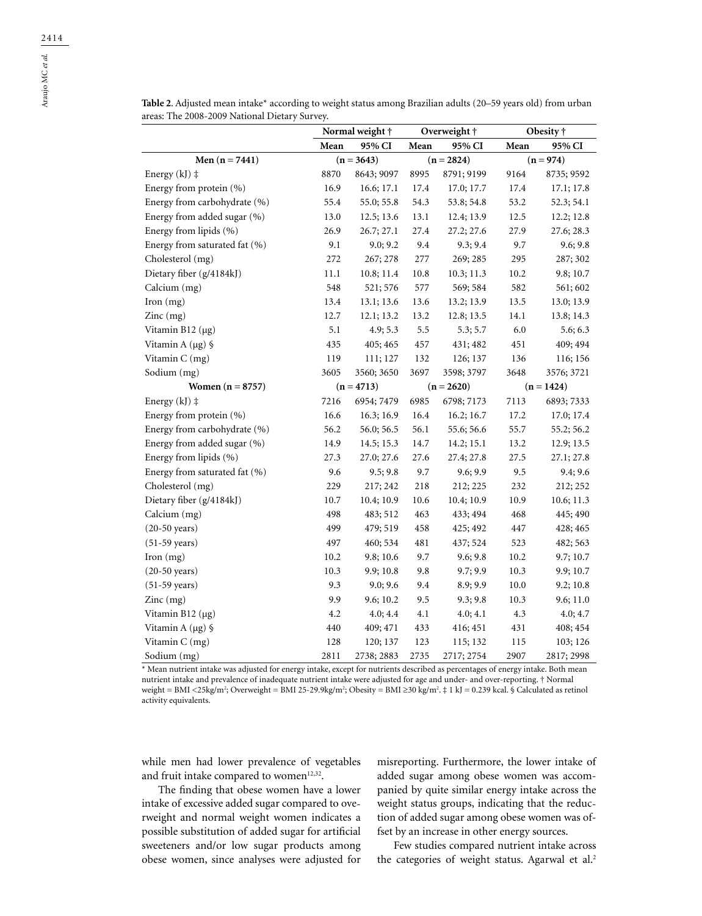**Table 2.** Adjusted mean intake* according to weight status among Brazilian adults (20–59 years old) from urban areas: The 2008-2009 National Dietary Survey.

| | Normal weight † | | Overweight † | | Obesity † | |
|---|---|---|---|---|---|---|
| | Mean | 95% CI | Mean | 95% CI | Mean | 95% CI |
| **Men (n = 7441)** | (n = 3643) | | (n = 2824) | | (n = 974) | |
| Energy (kJ) ‡ | 8870 | 8643; 9097 | 8995 | 8791; 9199 | 9164 | 8735; 9592 |
| Energy from protein (%) | 16.9 | 16.6; 17.1 | 17.4 | 17.0; 17.7 | 17.4 | 17.1; 17.8 |
| Energy from carbohydrate (%) | 55.4 | 55.0; 55.8 | 54.3 | 53.8; 54.8 | 53.2 | 52.3; 54.1 |
| Energy from added sugar (%) | 13.0 | 12.5; 13.6 | 13.1 | 12.4; 13.9 | 12.5 | 12.2; 12.8 |
| Energy from lipids (%) | 26.9 | 26.7; 27.1 | 27.4 | 27.2; 27.6 | 27.9 | 27.6; 28.3 |
| Energy from saturated fat (%) | 9.1 | 9.0; 9.2 | 9.4 | 9.3; 9.4 | 9.7 | 9.6; 9.8 |
| Cholesterol (mg) | 272 | 267; 278 | 277 | 269; 285 | 295 | 287; 302 |
| Dietary fiber (g/4184kJ) | 11.1 | 10.8; 11.4 | 10.8 | 10.3; 11.3 | 10.2 | 9.8; 10.7 |
| Calcium (mg) | 548 | 521; 576 | 577 | 569; 584 | 582 | 561; 602 |
| Iron (mg) | 13.4 | 13.1; 13.6 | 13.6 | 13.2; 13.9 | 13.5 | 13.0; 13.9 |
| Zinc (mg) | 12.7 | 12.1; 13.2 | 13.2 | 12.8; 13.5 | 14.1 | 13.8; 14.3 |
| Vitamin B12 (μg) | 5.1 | 4.9; 5.3 | 5.5 | 5.3; 5.7 | 6.0 | 5.6; 6.3 |
| Vitamin A (μg) § | 435 | 405; 465 | 457 | 431; 482 | 451 | 409; 494 |
| Vitamin C (mg) | 119 | 111; 127 | 132 | 126; 137 | 136 | 116; 156 |
| Sodium (mg) | 3605 | 3560; 3650 | 3697 | 3598; 3797 | 3648 | 3576; 3721 |
| **Women (n = 8757)** | (n = 4713) | | (n = 2620) | | (n = 1424) | |
| Energy (kJ) ‡ | 7216 | 6954; 7479 | 6985 | 6798; 7173 | 7113 | 6893; 7333 |
| Energy from protein (%) | 16.6 | 16.3; 16.9 | 16.4 | 16.2; 16.7 | 17.2 | 17.0; 17.4 |
| Energy from carbohydrate (%) | 56.2 | 56.0; 56.5 | 56.1 | 55.6; 56.6 | 55.7 | 55.2; 56.2 |
| Energy from added sugar (%) | 14.9 | 14.5; 15.3 | 14.7 | 14.2; 15.1 | 13.2 | 12.9; 13.5 |
| Energy from lipids (%) | 27.3 | 27.0; 27.6 | 27.6 | 27.4; 27.8 | 27.5 | 27.1; 27.8 |
| Energy from saturated fat (%) | 9.6 | 9.5; 9.8 | 9.7 | 9.6; 9.9 | 9.5 | 9.4; 9.6 |
| Cholesterol (mg) | 229 | 217; 242 | 218 | 212; 225 | 232 | 212; 252 |
| Dietary fiber (g/4184kJ) | 10.7 | 10.4; 10.9 | 10.6 | 10.4; 10.9 | 10.9 | 10.6; 11.3 |
| Calcium (mg) | 498 | 483; 512 | 463 | 433; 494 | 468 | 445; 490 |
| (20-50 years) | 499 | 479; 519 | 458 | 425; 492 | 447 | 428; 465 |
| (51-59 years) | 497 | 460; 534 | 481 | 437; 524 | 523 | 482; 563 |
| Iron (mg) | 10.2 | 9.8; 10.6 | 9.7 | 9.6; 9.8 | 10.2 | 9.7; 10.7 |
| (20-50 years) | 10.3 | 9.9; 10.8 | 9.8 | 9.7; 9.9 | 10.3 | 9.9; 10.7 |
| (51-59 years) | 9.3 | 9.0; 9.6 | 9.4 | 8.9; 9.9 | 10.0 | 9.2; 10.8 |
| Zinc (mg) | 9.9 | 9.6; 10.2 | 9.5 | 9.3; 9.8 | 10.3 | 9.6; 11.0 |
| Vitamin B12 (μg) | 4.2 | 4.0; 4.4 | 4.1 | 4.0; 4.1 | 4.3 | 4.0; 4.7 |
| Vitamin A (μg) § | 440 | 409; 471 | 433 | 416; 451 | 431 | 408; 454 |
| Vitamin C (mg) | 128 | 120; 137 | 123 | 115; 132 | 115 | 103; 126 |
| Sodium (mg) | 2811 | 2738; 2883 | 2735 | 2717; 2754 | 2907 | 2817; 2998 |

* Mean nutrient intake was adjusted for energy intake, except for nutrients described as percentages of energy intake. Both mean nutrient intake and prevalence of inadequate nutrient intake were adjusted for age and under- and over-reporting. † Normal weight = BMI <25kg/m²; Overweight = BMI 25-29.9kg/m²; Obesity = BMI ≥30 kg/m². ‡ 1 kJ = 0.239 kcal. § Calculated as retinol activity equivalents.

while men had lower prevalence of vegetables and fruit intake compared to women[12,32].

The finding that obese women have a lower intake of excessive added sugar compared to overweight and normal weight women indicates a possible substitution of added sugar for artificial sweeteners and/or low sugar products among obese women, since analyses were adjusted for misreporting. Furthermore, the lower intake of added sugar among obese women was accompanied by quite similar energy intake across the weight status groups, indicating that the reduction of added sugar among obese women was offset by an increase in other energy sources.

Few studies compared nutrient intake across the categories of weight status. Agarwal et al.[2]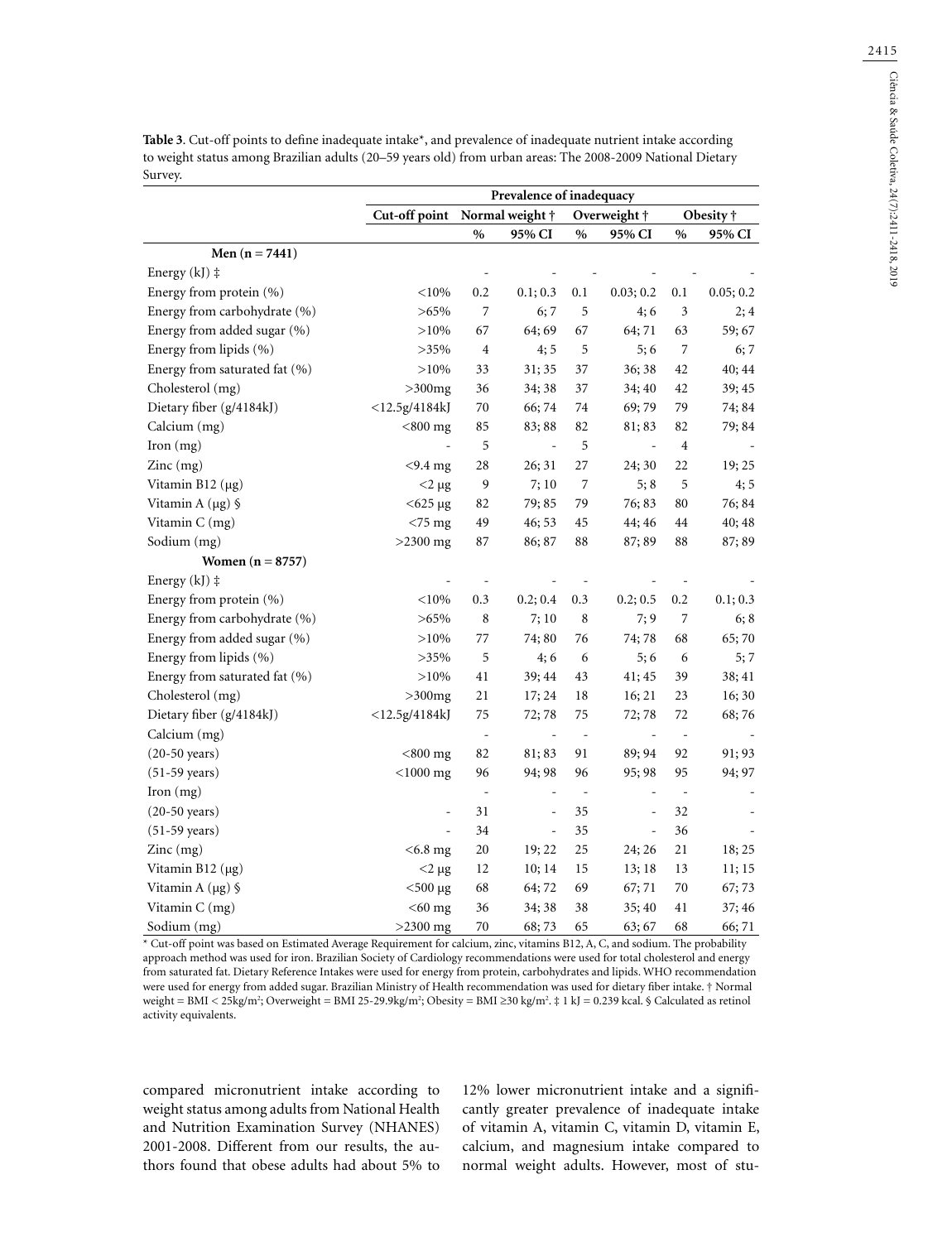**Table 3**. Cut-off points to define inadequate intake*, and prevalence of inadequate nutrient intake according to weight status among Brazilian adults (20–59 years old) from urban areas: The 2008-2009 National Dietary Survey.

| | Prevalence of inadequacy | | | | | | |
|---|---|---|---|---|---|---|---|
| | Cut-off point | Normal weight † | | Overweight † | | Obesity † | |
| | | % | 95% CI | % | 95% CI | % | 95% CI |
| **Men (n = 7441)** | | | | | | | |
| Energy (kJ) ‡ | | - | - | - | - | - | - |
| Energy from protein (%) | <10% | 0.2 | 0.1; 0.3 | 0.1 | 0.03; 0.2 | 0.1 | 0.05; 0.2 |
| Energy from carbohydrate (%) | >65% | 7 | 6; 7 | 5 | 4; 6 | 3 | 2; 4 |
| Energy from added sugar (%) | >10% | 67 | 64; 69 | 67 | 64; 71 | 63 | 59; 67 |
| Energy from lipids (%) | >35% | 4 | 4; 5 | 5 | 5; 6 | 7 | 6; 7 |
| Energy from saturated fat (%) | >10% | 33 | 31; 35 | 37 | 36; 38 | 42 | 40; 44 |
| Cholesterol (mg) | >300mg | 36 | 34; 38 | 37 | 34; 40 | 42 | 39; 45 |
| Dietary fiber (g/4184kJ) | <12.5g/4184kJ | 70 | 66; 74 | 74 | 69; 79 | 79 | 74; 84 |
| Calcium (mg) | <800 mg | 85 | 83; 88 | 82 | 81; 83 | 82 | 79; 84 |
| Iron (mg) | - | 5 | - | 5 | - | 4 | - |
| Zinc (mg) | <9.4 mg | 28 | 26; 31 | 27 | 24; 30 | 22 | 19; 25 |
| Vitamin B12 (µg) | <2 µg | 9 | 7; 10 | 7 | 5; 8 | 5 | 4; 5 |
| Vitamin A (µg) § | <625 µg | 82 | 79; 85 | 79 | 76; 83 | 80 | 76; 84 |
| Vitamin C (mg) | <75 mg | 49 | 46; 53 | 45 | 44; 46 | 44 | 40; 48 |
| Sodium (mg) | >2300 mg | 87 | 86; 87 | 88 | 87; 89 | 88 | 87; 89 |
| **Women (n = 8757)** | | | | | | | |
| Energy (kJ) ‡ | - | - | - | - | - | - | - |
| Energy from protein (%) | <10% | 0.3 | 0.2; 0.4 | 0.3 | 0.2; 0.5 | 0.2 | 0.1; 0.3 |
| Energy from carbohydrate (%) | >65% | 8 | 7; 10 | 8 | 7; 9 | 7 | 6; 8 |
| Energy from added sugar (%) | >10% | 77 | 74; 80 | 76 | 74; 78 | 68 | 65; 70 |
| Energy from lipids (%) | >35% | 5 | 4; 6 | 6 | 5; 6 | 6 | 5; 7 |
| Energy from saturated fat (%) | >10% | 41 | 39; 44 | 43 | 41; 45 | 39 | 38; 41 |
| Cholesterol (mg) | >300mg | 21 | 17; 24 | 18 | 16; 21 | 23 | 16; 30 |
| Dietary fiber (g/4184kJ) | <12.5g/4184kJ | 75 | 72; 78 | 75 | 72; 78 | 72 | 68; 76 |
| Calcium (mg) | | - | - | - | - | - | - |
| (20-50 years) | <800 mg | 82 | 81; 83 | 91 | 89; 94 | 92 | 91; 93 |
| (51-59 years) | <1000 mg | 96 | 94; 98 | 96 | 95; 98 | 95 | 94; 97 |
| Iron (mg) | | - | - | - | - | - | - |
| (20-50 years) | - | 31 | - | 35 | - | 32 | - |
| (51-59 years) | - | 34 | - | 35 | - | 36 | - |
| Zinc (mg) | <6.8 mg | 20 | 19; 22 | 25 | 24; 26 | 21 | 18; 25 |
| Vitamin B12 (µg) | <2 µg | 12 | 10; 14 | 15 | 13; 18 | 13 | 11; 15 |
| Vitamin A (µg) § | <500 µg | 68 | 64; 72 | 69 | 67; 71 | 70 | 67; 73 |
| Vitamin C (mg) | <60 mg | 36 | 34; 38 | 38 | 35; 40 | 41 | 37; 46 |
| Sodium (mg) | >2300 mg | 70 | 68; 73 | 65 | 63; 67 | 68 | 66; 71 |

* Cut-off point was based on Estimated Average Requirement for calcium, zinc, vitamins B12, A, C, and sodium. The probability approach method was used for iron. Brazilian Society of Cardiology recommendations were used for total cholesterol and energy from saturated fat. Dietary Reference Intakes were used for energy from protein, carbohydrates and lipids. WHO recommendation were used for energy from added sugar. Brazilian Ministry of Health recommendation was used for dietary fiber intake. † Normal weight = BMI < 25kg/m²; Overweight = BMI 25-29.9kg/m²; Obesity = BMI ≥30 kg/m². ‡ 1 kJ = 0.239 kcal. § Calculated as retinol activity equivalents.

compared micronutrient intake according to weight status among adults from National Health and Nutrition Examination Survey (NHANES) 2001-2008. Different from our results, the authors found that obese adults had about 5% to 12% lower micronutrient intake and a significantly greater prevalence of inadequate intake of vitamin A, vitamin C, vitamin D, vitamin E, calcium, and magnesium intake compared to normal weight adults. However, most of stu-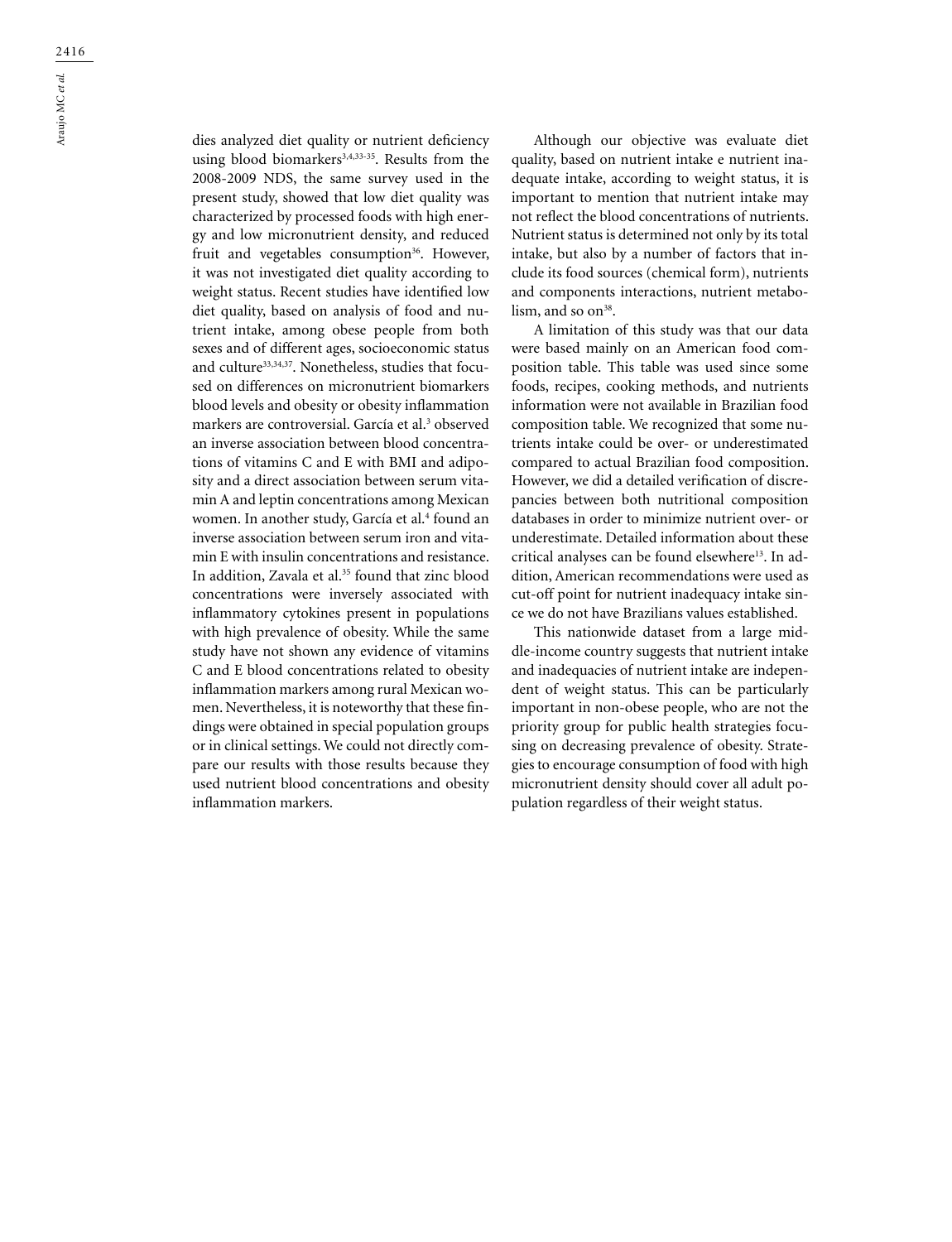dies analyzed diet quality or nutrient deficiency using blood biomarkers[3,4,33-35]. Results from the 2008-2009 NDS, the same survey used in the present study, showed that low diet quality was characterized by processed foods with high energy and low micronutrient density, and reduced fruit and vegetables consumption[36]. However, it was not investigated diet quality according to weight status. Recent studies have identified low diet quality, based on analysis of food and nutrient intake, among obese people from both sexes and of different ages, socioeconomic status and culture[33,34,37]. Nonetheless, studies that focused on differences on micronutrient biomarkers blood levels and obesity or obesity inflammation markers are controversial. García et al.[3] observed an inverse association between blood concentrations of vitamins C and E with BMI and adiposity and a direct association between serum vitamin A and leptin concentrations among Mexican women. In another study, García et al.[4] found an inverse association between serum iron and vitamin E with insulin concentrations and resistance. In addition, Zavala et al.[35] found that zinc blood concentrations were inversely associated with inflammatory cytokines present in populations with high prevalence of obesity. While the same study have not shown any evidence of vitamins C and E blood concentrations related to obesity inflammation markers among rural Mexican women. Nevertheless, it is noteworthy that these findings were obtained in special population groups or in clinical settings. We could not directly compare our results with those results because they used nutrient blood concentrations and obesity inflammation markers.

Although our objective was evaluate diet quality, based on nutrient intake e nutrient inadequate intake, according to weight status, it is important to mention that nutrient intake may not reflect the blood concentrations of nutrients. Nutrient status is determined not only by its total intake, but also by a number of factors that include its food sources (chemical form), nutrients and components interactions, nutrient metabolism, and so on[38].

A limitation of this study was that our data were based mainly on an American food composition table. This table was used since some foods, recipes, cooking methods, and nutrients information were not available in Brazilian food composition table. We recognized that some nutrients intake could be over- or underestimated compared to actual Brazilian food composition. However, we did a detailed verification of discrepancies between both nutritional composition databases in order to minimize nutrient over- or underestimate. Detailed information about these critical analyses can be found elsewhere[13]. In addition, American recommendations were used as cut-off point for nutrient inadequacy intake since we do not have Brazilians values established.

This nationwide dataset from a large middle-income country suggests that nutrient intake and inadequacies of nutrient intake are independent of weight status. This can be particularly important in non-obese people, who are not the priority group for public health strategies focusing on decreasing prevalence of obesity. Strategies to encourage consumption of food with high micronutrient density should cover all adult population regardless of their weight status.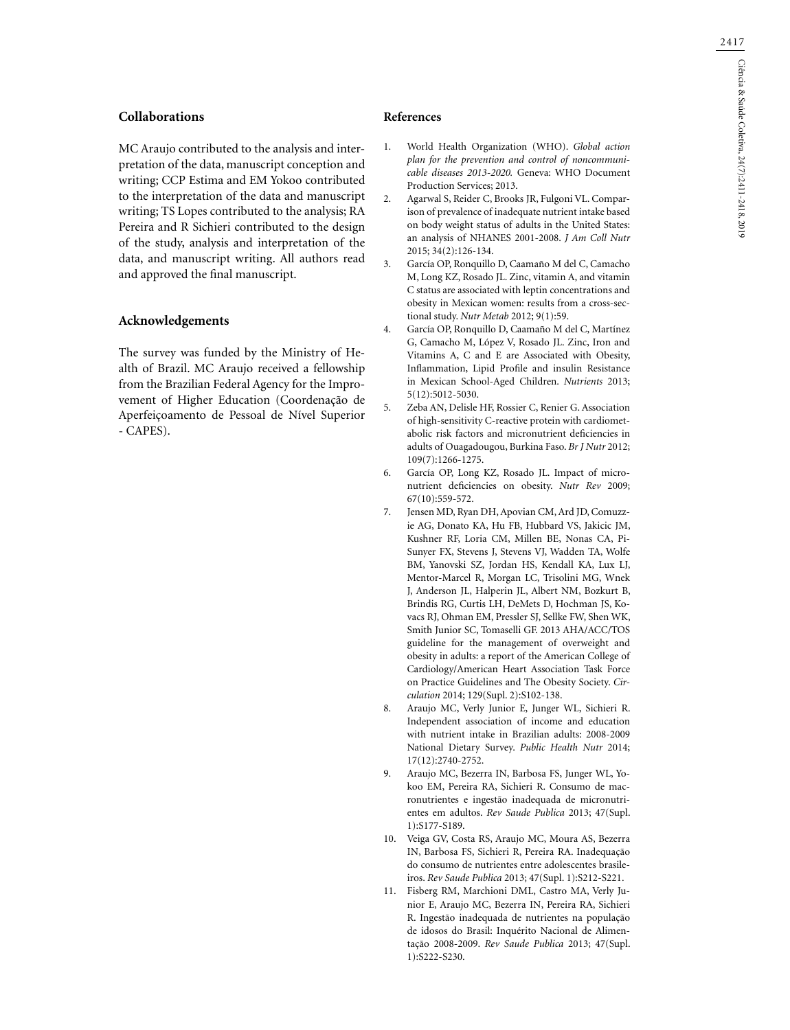## Collaborations

MC Araujo contributed to the analysis and interpretation of the data, manuscript conception and writing; CCP Estima and EM Yokoo contributed to the interpretation of the data and manuscript writing; TS Lopes contributed to the analysis; RA Pereira and R Sichieri contributed to the design of the study, analysis and interpretation of the data, and manuscript writing. All authors read and approved the final manuscript.

## Acknowledgements

The survey was funded by the Ministry of Health of Brazil. MC Araujo received a fellowship from the Brazilian Federal Agency for the Improvement of Higher Education (Coordenação de Aperfeiçoamento de Pessoal de Nível Superior - CAPES).

## References

1. World Health Organization (WHO). *Global action plan for the prevention and control of noncommunicable diseases 2013-2020.* Geneva: WHO Document Production Services; 2013.
2. Agarwal S, Reider C, Brooks JR, Fulgoni VL. Comparison of prevalence of inadequate nutrient intake based on body weight status of adults in the United States: an analysis of NHANES 2001-2008. *J Am Coll Nutr* 2015; 34(2):126-134.
3. García OP, Ronquillo D, Caamaño M del C, Camacho M, Long KZ, Rosado JL. Zinc, vitamin A, and vitamin C status are associated with leptin concentrations and obesity in Mexican women: results from a cross-sectional study. *Nutr Metab* 2012; 9(1):59.
4. García OP, Ronquillo D, Caamaño M del C, Martínez G, Camacho M, López V, Rosado JL. Zinc, Iron and Vitamins A, C and E are Associated with Obesity, Inflammation, Lipid Profile and insulin Resistance in Mexican School-Aged Children. *Nutrients* 2013; 5(12):5012-5030.
5. Zeba AN, Delisle HF, Rossier C, Renier G. Association of high-sensitivity C-reactive protein with cardiometabolic risk factors and micronutrient deficiencies in adults of Ouagadougou, Burkina Faso. *Br J Nutr* 2012; 109(7):1266-1275.
6. García OP, Long KZ, Rosado JL. Impact of micronutrient deficiencies on obesity. *Nutr Rev* 2009; 67(10):559-572.
7. Jensen MD, Ryan DH, Apovian CM, Ard JD, Comuzzie AG, Donato KA, Hu FB, Hubbard VS, Jakicic JM, Kushner RF, Loria CM, Millen BE, Nonas CA, Pi-Sunyer FX, Stevens J, Stevens VJ, Wadden TA, Wolfe BM, Yanovski SZ, Jordan HS, Kendall KA, Lux LJ, Mentor-Marcel R, Morgan LC, Trisolini MG, Wnek J, Anderson JL, Halperin JL, Albert NM, Bozkurt B, Brindis RG, Curtis LH, DeMets D, Hochman JS, Kovacs RJ, Ohman EM, Pressler SJ, Sellke FW, Shen WK, Smith Junior SC, Tomaselli GF. 2013 AHA/ACC/TOS guideline for the management of overweight and obesity in adults: a report of the American College of Cardiology/American Heart Association Task Force on Practice Guidelines and The Obesity Society. *Circulation* 2014; 129(Supl. 2):S102-138.
8. Araujo MC, Verly Junior E, Junger WL, Sichieri R. Independent association of income and education with nutrient intake in Brazilian adults: 2008-2009 National Dietary Survey. *Public Health Nutr* 2014; 17(12):2740-2752.
9. Araujo MC, Bezerra IN, Barbosa FS, Junger WL, Yokoo EM, Pereira RA, Sichieri R. Consumo de macronutrientes e ingestão inadequada de micronutrientes em adultos. *Rev Saude Publica* 2013; 47(Supl. 1):S177-S189.
10. Veiga GV, Costa RS, Araujo MC, Moura AS, Bezerra IN, Barbosa FS, Sichieri R, Pereira RA. Inadequação do consumo de nutrientes entre adolescentes brasileiros. *Rev Saude Publica* 2013; 47(Supl. 1):S212-S221.
11. Fisberg RM, Marchioni DML, Castro MA, Verly Junior E, Araujo MC, Bezerra IN, Pereira RA, Sichieri R. Ingestão inadequada de nutrientes na população de idosos do Brasil: Inquérito Nacional de Alimentação 2008-2009. *Rev Saude Publica* 2013; 47(Supl. 1):S222-S230.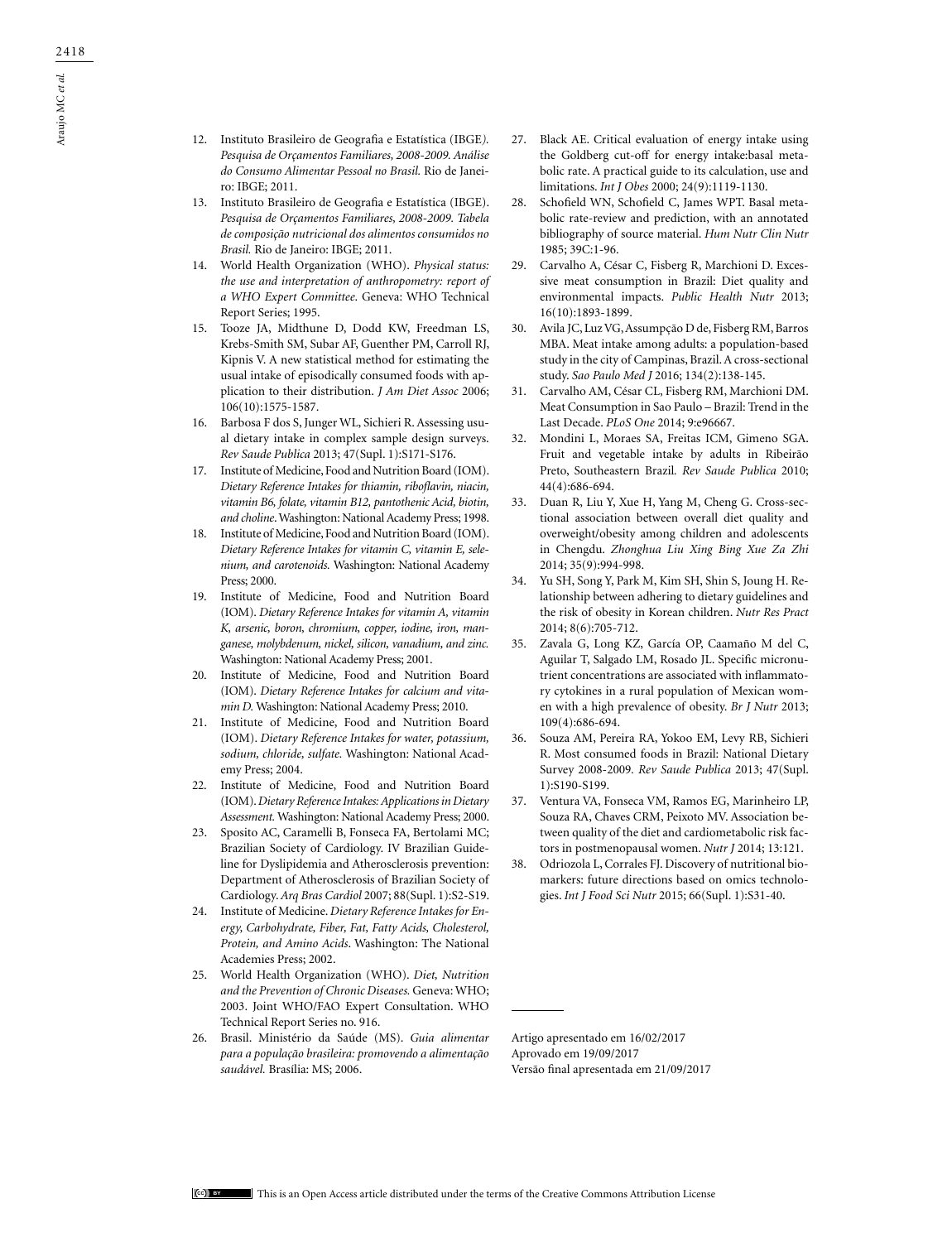12. Instituto Brasileiro de Geografia e Estatística (IBGE*). Pesquisa de Orçamentos Familiares, 2008-2009. Análise do Consumo Alimentar Pessoal no Brasil.* Rio de Janeiro: IBGE; 2011.
13. Instituto Brasileiro de Geografia e Estatística (IBGE). *Pesquisa de Orçamentos Familiares, 2008-2009. Tabela de composição nutricional dos alimentos consumidos no Brasil.* Rio de Janeiro: IBGE; 2011.
14. World Health Organization (WHO). *Physical status: the use and interpretation of anthropometry: report of a WHO Expert Committee*. Geneva: WHO Technical Report Series; 1995.
15. Tooze JA, Midthune D, Dodd KW, Freedman LS, Krebs-Smith SM, Subar AF, Guenther PM, Carroll RJ, Kipnis V. A new statistical method for estimating the usual intake of episodically consumed foods with application to their distribution. *J Am Diet Assoc* 2006; 106(10):1575-1587.
16. Barbosa F dos S, Junger WL, Sichieri R. Assessing usual dietary intake in complex sample design surveys. *Rev Saude Publica* 2013; 47(Supl. 1):S171-S176.
17. Institute of Medicine, Food and Nutrition Board (IOM). *Dietary Reference Intakes for thiamin, riboflavin, niacin, vitamin B6, folate, vitamin B12, pantothenic Acid, biotin, and choline*. Washington: National Academy Press; 1998.
18. Institute of Medicine, Food and Nutrition Board (IOM). *Dietary Reference Intakes for vitamin C, vitamin E, selenium, and carotenoids.* Washington: National Academy Press; 2000.
19. Institute of Medicine, Food and Nutrition Board (IOM). *Dietary Reference Intakes for vitamin A, vitamin K, arsenic, boron, chromium, copper, iodine, iron, manganese, molybdenum, nickel, silicon, vanadium, and zinc.* Washington: National Academy Press; 2001.
20. Institute of Medicine, Food and Nutrition Board (IOM). *Dietary Reference Intakes for calcium and vitamin D.* Washington: National Academy Press; 2010.
21. Institute of Medicine, Food and Nutrition Board (IOM). *Dietary Reference Intakes for water, potassium, sodium, chloride, sulfate.* Washington: National Academy Press; 2004.
22. Institute of Medicine, Food and Nutrition Board (IOM). *Dietary Reference Intakes: Applications in Dietary Assessment.* Washington: National Academy Press; 2000.
23. Sposito AC, Caramelli B, Fonseca FA, Bertolami MC; Brazilian Society of Cardiology. IV Brazilian Guideline for Dyslipidemia and Atherosclerosis prevention: Department of Atherosclerosis of Brazilian Society of Cardiology. *Arq Bras Cardiol* 2007; 88(Supl. 1):S2-S19.
24. Institute of Medicine. *Dietary Reference Intakes for Energy, Carbohydrate, Fiber, Fat, Fatty Acids, Cholesterol, Protein, and Amino Acids*. Washington: The National Academies Press; 2002.
25. World Health Organization (WHO). *Diet, Nutrition and the Prevention of Chronic Diseases.* Geneva: WHO; 2003. Joint WHO/FAO Expert Consultation. WHO Technical Report Series no. 916.
26. Brasil. Ministério da Saúde (MS). *Guia alimentar para a população brasileira: promovendo a alimentação saudável.* Brasília: MS; 2006.
27. Black AE. Critical evaluation of energy intake using the Goldberg cut-off for energy intake:basal metabolic rate. A practical guide to its calculation, use and limitations. *Int J Obes* 2000; 24(9):1119-1130.
28. Schofield WN, Schofield C, James WPT. Basal metabolic rate-review and prediction, with an annotated bibliography of source material. *Hum Nutr Clin Nutr* 1985; 39C:1-96.
29. Carvalho A, César C, Fisberg R, Marchioni D. Excessive meat consumption in Brazil: Diet quality and environmental impacts. *Public Health Nutr* 2013; 16(10):1893-1899.
30. Avila JC, Luz VG, Assumpção D de, Fisberg RM, Barros MBA. Meat intake among adults: a population-based study in the city of Campinas, Brazil. A cross-sectional study. *Sao Paulo Med J* 2016; 134(2):138-145.
31. Carvalho AM, César CL, Fisberg RM, Marchioni DM. Meat Consumption in Sao Paulo – Brazil: Trend in the Last Decade. *PLoS One* 2014; 9:e96667.
32. Mondini L, Moraes SA, Freitas ICM, Gimeno SGA. Fruit and vegetable intake by adults in Ribeirão Preto, Southeastern Brazil. *Rev Saude Publica* 2010; 44(4):686-694.
33. Duan R, Liu Y, Xue H, Yang M, Cheng G. Cross-sectional association between overall diet quality and overweight/obesity among children and adolescents in Chengdu. *Zhonghua Liu Xing Bing Xue Za Zhi* 2014; 35(9):994-998.
34. Yu SH, Song Y, Park M, Kim SH, Shin S, Joung H. Relationship between adhering to dietary guidelines and the risk of obesity in Korean children. *Nutr Res Pract* 2014; 8(6):705-712.
35. Zavala G, Long KZ, García OP, Caamaño M del C, Aguilar T, Salgado LM, Rosado JL. Specific micronutrient concentrations are associated with inflammatory cytokines in a rural population of Mexican women with a high prevalence of obesity. *Br J Nutr* 2013; 109(4):686-694.
36. Souza AM, Pereira RA, Yokoo EM, Levy RB, Sichieri R. Most consumed foods in Brazil: National Dietary Survey 2008-2009. *Rev Saude Publica* 2013; 47(Supl. 1):S190-S199.
37. Ventura VA, Fonseca VM, Ramos EG, Marinheiro LP, Souza RA, Chaves CRM, Peixoto MV. Association between quality of the diet and cardiometabolic risk factors in postmenopausal women. *Nutr J* 2014; 13:121.
38. Odriozola L, Corrales FJ. Discovery of nutritional biomarkers: future directions based on omics technologies. *Int J Food Sci Nutr* 2015; 66(Supl. 1):S31-40.

---

Artigo apresentado em 16/02/2017
Aprovado em 19/09/2017
Versão final apresentada em 21/09/2017

This is an Open Access article distributed under the terms of the Creative Commons Attribution License